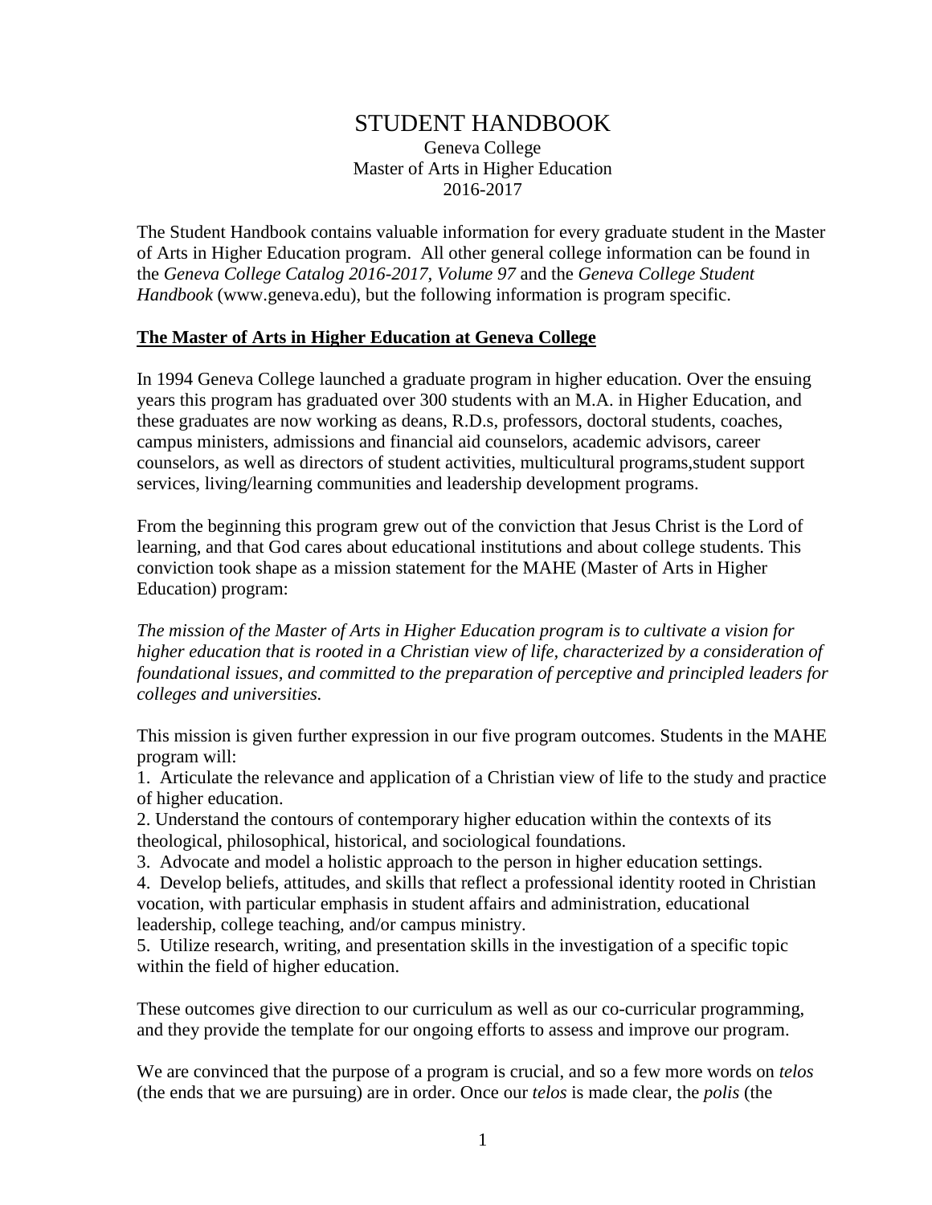# STUDENT HANDBOOK

Geneva College
Master of Arts in Higher Education
2016-2017

The Student Handbook contains valuable information for every graduate student in the Master of Arts in Higher Education program. All other general college information can be found in the *Geneva College Catalog 2016-2017, Volume 97* and the *Geneva College Student Handbook* (www.geneva.edu), but the following information is program specific.

## The Master of Arts in Higher Education at Geneva College

In 1994 Geneva College launched a graduate program in higher education. Over the ensuing years this program has graduated over 300 students with an M.A. in Higher Education, and these graduates are now working as deans, R.D.s, professors, doctoral students, coaches, campus ministers, admissions and financial aid counselors, academic advisors, career counselors, as well as directors of student activities, multicultural programs,student support services, living/learning communities and leadership development programs.

From the beginning this program grew out of the conviction that Jesus Christ is the Lord of learning, and that God cares about educational institutions and about college students. This conviction took shape as a mission statement for the MAHE (Master of Arts in Higher Education) program:

*The mission of the Master of Arts in Higher Education program is to cultivate a vision for higher education that is rooted in a Christian view of life, characterized by a consideration of foundational issues, and committed to the preparation of perceptive and principled leaders for colleges and universities.*

This mission is given further expression in our five program outcomes. Students in the MAHE program will:

1. Articulate the relevance and application of a Christian view of life to the study and practice of higher education.
2. Understand the contours of contemporary higher education within the contexts of its theological, philosophical, historical, and sociological foundations.
3. Advocate and model a holistic approach to the person in higher education settings.
4. Develop beliefs, attitudes, and skills that reflect a professional identity rooted in Christian vocation, with particular emphasis in student affairs and administration, educational leadership, college teaching, and/or campus ministry.
5. Utilize research, writing, and presentation skills in the investigation of a specific topic within the field of higher education.

These outcomes give direction to our curriculum as well as our co-curricular programming, and they provide the template for our ongoing efforts to assess and improve our program.

We are convinced that the purpose of a program is crucial, and so a few more words on *telos* (the ends that we are pursuing) are in order. Once our *telos* is made clear, the *polis* (the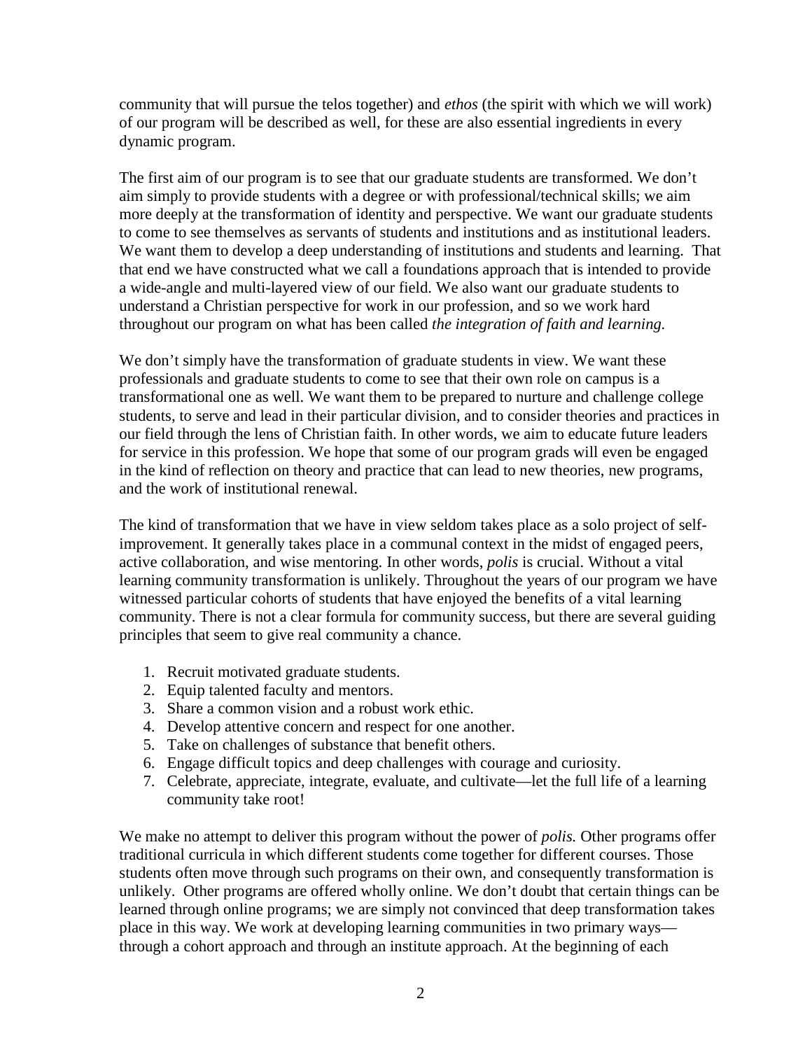community that will pursue the telos together) and *ethos* (the spirit with which we will work) of our program will be described as well, for these are also essential ingredients in every dynamic program.

The first aim of our program is to see that our graduate students are transformed. We don't aim simply to provide students with a degree or with professional/technical skills; we aim more deeply at the transformation of identity and perspective. We want our graduate students to come to see themselves as servants of students and institutions and as institutional leaders. We want them to develop a deep understanding of institutions and students and learning. That that end we have constructed what we call a foundations approach that is intended to provide a wide-angle and multi-layered view of our field. We also want our graduate students to understand a Christian perspective for work in our profession, and so we work hard throughout our program on what has been called *the integration of faith and learning.*

We don't simply have the transformation of graduate students in view. We want these professionals and graduate students to come to see that their own role on campus is a transformational one as well. We want them to be prepared to nurture and challenge college students, to serve and lead in their particular division, and to consider theories and practices in our field through the lens of Christian faith. In other words, we aim to educate future leaders for service in this profession. We hope that some of our program grads will even be engaged in the kind of reflection on theory and practice that can lead to new theories, new programs, and the work of institutional renewal.

The kind of transformation that we have in view seldom takes place as a solo project of self-improvement. It generally takes place in a communal context in the midst of engaged peers, active collaboration, and wise mentoring. In other words, *polis* is crucial. Without a vital learning community transformation is unlikely. Throughout the years of our program we have witnessed particular cohorts of students that have enjoyed the benefits of a vital learning community. There is not a clear formula for community success, but there are several guiding principles that seem to give real community a chance.

1. Recruit motivated graduate students.
2. Equip talented faculty and mentors.
3. Share a common vision and a robust work ethic.
4. Develop attentive concern and respect for one another.
5. Take on challenges of substance that benefit others.
6. Engage difficult topics and deep challenges with courage and curiosity.
7. Celebrate, appreciate, integrate, evaluate, and cultivate—let the full life of a learning community take root!

We make no attempt to deliver this program without the power of *polis.* Other programs offer traditional curricula in which different students come together for different courses. Those students often move through such programs on their own, and consequently transformation is unlikely. Other programs are offered wholly online. We don't doubt that certain things can be learned through online programs; we are simply not convinced that deep transformation takes place in this way. We work at developing learning communities in two primary ways—through a cohort approach and through an institute approach. At the beginning of each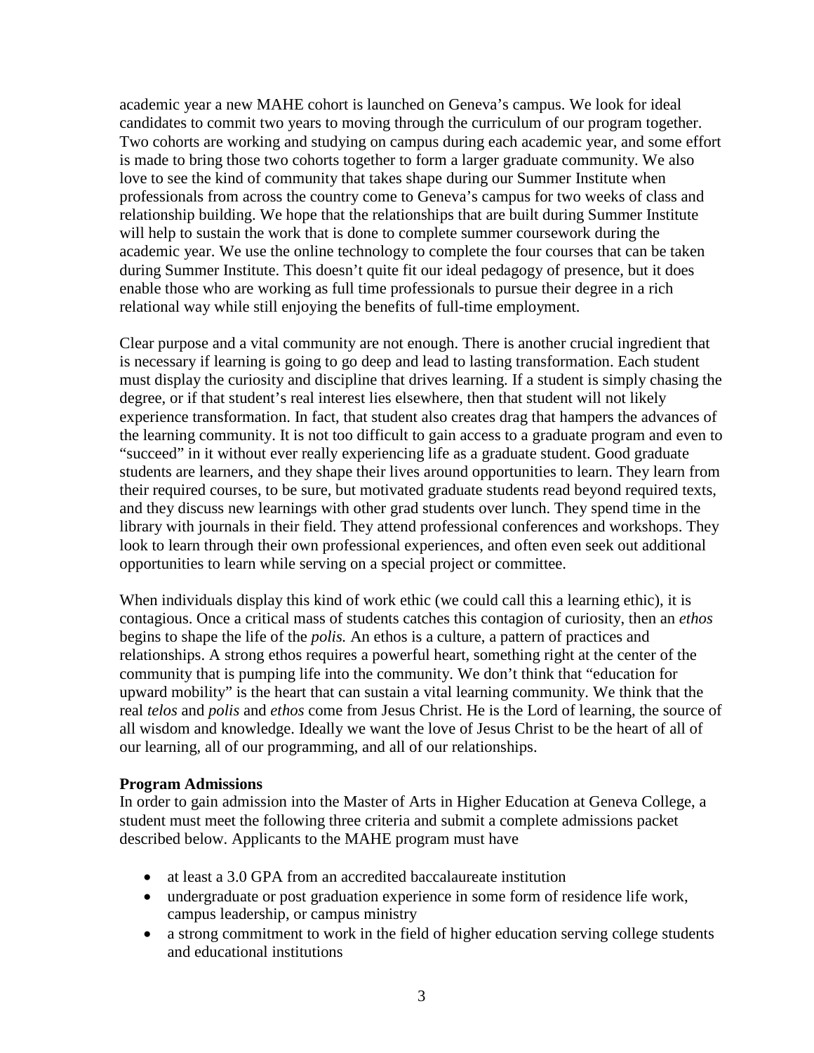academic year a new MAHE cohort is launched on Geneva's campus. We look for ideal candidates to commit two years to moving through the curriculum of our program together. Two cohorts are working and studying on campus during each academic year, and some effort is made to bring those two cohorts together to form a larger graduate community. We also love to see the kind of community that takes shape during our Summer Institute when professionals from across the country come to Geneva's campus for two weeks of class and relationship building. We hope that the relationships that are built during Summer Institute will help to sustain the work that is done to complete summer coursework during the academic year. We use the online technology to complete the four courses that can be taken during Summer Institute. This doesn't quite fit our ideal pedagogy of presence, but it does enable those who are working as full time professionals to pursue their degree in a rich relational way while still enjoying the benefits of full-time employment.

Clear purpose and a vital community are not enough. There is another crucial ingredient that is necessary if learning is going to go deep and lead to lasting transformation. Each student must display the curiosity and discipline that drives learning. If a student is simply chasing the degree, or if that student's real interest lies elsewhere, then that student will not likely experience transformation. In fact, that student also creates drag that hampers the advances of the learning community. It is not too difficult to gain access to a graduate program and even to "succeed" in it without ever really experiencing life as a graduate student. Good graduate students are learners, and they shape their lives around opportunities to learn. They learn from their required courses, to be sure, but motivated graduate students read beyond required texts, and they discuss new learnings with other grad students over lunch. They spend time in the library with journals in their field. They attend professional conferences and workshops. They look to learn through their own professional experiences, and often even seek out additional opportunities to learn while serving on a special project or committee.

When individuals display this kind of work ethic (we could call this a learning ethic), it is contagious. Once a critical mass of students catches this contagion of curiosity, then an *ethos* begins to shape the life of the *polis.* An ethos is a culture, a pattern of practices and relationships. A strong ethos requires a powerful heart, something right at the center of the community that is pumping life into the community. We don't think that "education for upward mobility" is the heart that can sustain a vital learning community. We think that the real *telos* and *polis* and *ethos* come from Jesus Christ. He is the Lord of learning, the source of all wisdom and knowledge. Ideally we want the love of Jesus Christ to be the heart of all of our learning, all of our programming, and all of our relationships.

**Program Admissions**

In order to gain admission into the Master of Arts in Higher Education at Geneva College, a student must meet the following three criteria and submit a complete admissions packet described below. Applicants to the MAHE program must have

- at least a 3.0 GPA from an accredited baccalaureate institution
- undergraduate or post graduation experience in some form of residence life work, campus leadership, or campus ministry
- a strong commitment to work in the field of higher education serving college students and educational institutions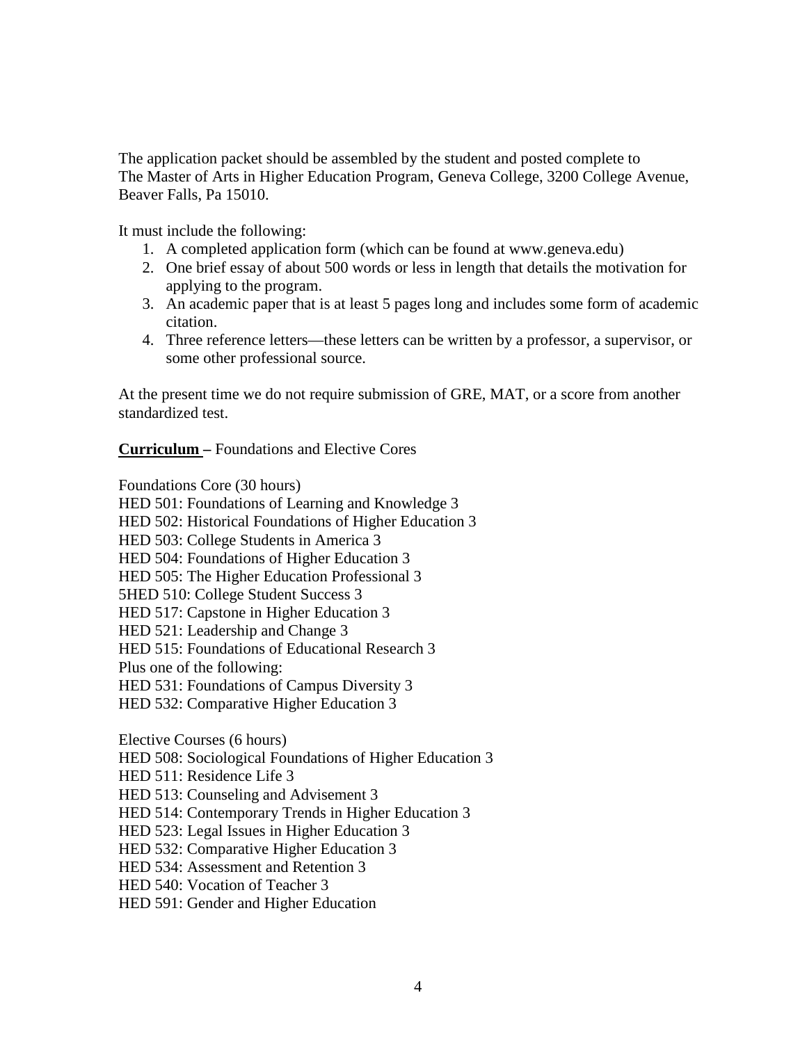The application packet should be assembled by the student and posted complete to The Master of Arts in Higher Education Program, Geneva College, 3200 College Avenue, Beaver Falls, Pa 15010.

It must include the following:

1. A completed application form (which can be found at www.geneva.edu)
2. One brief essay of about 500 words or less in length that details the motivation for applying to the program.
3. An academic paper that is at least 5 pages long and includes some form of academic citation.
4. Three reference letters—these letters can be written by a professor, a supervisor, or some other professional source.

At the present time we do not require submission of GRE, MAT, or a score from another standardized test.

**Curriculum –** Foundations and Elective Cores

Foundations Core (30 hours)
HED 501: Foundations of Learning and Knowledge 3
HED 502: Historical Foundations of Higher Education 3
HED 503: College Students in America 3
HED 504: Foundations of Higher Education 3
HED 505: The Higher Education Professional 3
5HED 510: College Student Success 3
HED 517: Capstone in Higher Education 3
HED 521: Leadership and Change 3
HED 515: Foundations of Educational Research 3
Plus one of the following:
HED 531: Foundations of Campus Diversity 3
HED 532: Comparative Higher Education 3

Elective Courses (6 hours)
HED 508: Sociological Foundations of Higher Education 3
HED 511: Residence Life 3
HED 513: Counseling and Advisement 3
HED 514: Contemporary Trends in Higher Education 3
HED 523: Legal Issues in Higher Education 3
HED 532: Comparative Higher Education 3
HED 534: Assessment and Retention 3
HED 540: Vocation of Teacher 3
HED 591: Gender and Higher Education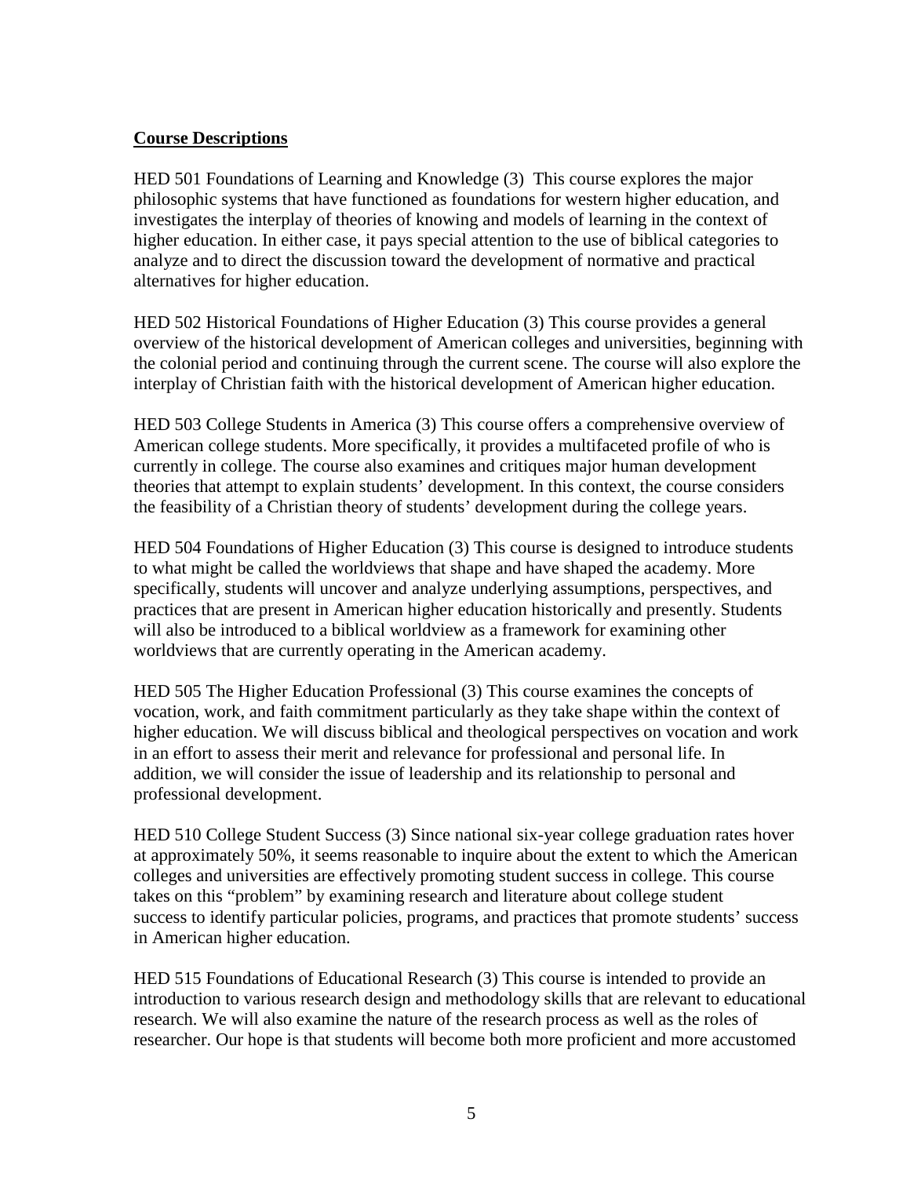**Course Descriptions**

HED 501 Foundations of Learning and Knowledge (3) This course explores the major philosophic systems that have functioned as foundations for western higher education, and investigates the interplay of theories of knowing and models of learning in the context of higher education. In either case, it pays special attention to the use of biblical categories to analyze and to direct the discussion toward the development of normative and practical alternatives for higher education.

HED 502 Historical Foundations of Higher Education (3) This course provides a general overview of the historical development of American colleges and universities, beginning with the colonial period and continuing through the current scene. The course will also explore the interplay of Christian faith with the historical development of American higher education.

HED 503 College Students in America (3) This course offers a comprehensive overview of American college students. More specifically, it provides a multifaceted profile of who is currently in college. The course also examines and critiques major human development theories that attempt to explain students' development. In this context, the course considers the feasibility of a Christian theory of students' development during the college years.

HED 504 Foundations of Higher Education (3) This course is designed to introduce students to what might be called the worldviews that shape and have shaped the academy. More specifically, students will uncover and analyze underlying assumptions, perspectives, and practices that are present in American higher education historically and presently. Students will also be introduced to a biblical worldview as a framework for examining other worldviews that are currently operating in the American academy.

HED 505 The Higher Education Professional (3) This course examines the concepts of vocation, work, and faith commitment particularly as they take shape within the context of higher education. We will discuss biblical and theological perspectives on vocation and work in an effort to assess their merit and relevance for professional and personal life. In addition, we will consider the issue of leadership and its relationship to personal and professional development.

HED 510 College Student Success (3) Since national six-year college graduation rates hover at approximately 50%, it seems reasonable to inquire about the extent to which the American colleges and universities are effectively promoting student success in college. This course takes on this "problem" by examining research and literature about college student success to identify particular policies, programs, and practices that promote students' success in American higher education.

HED 515 Foundations of Educational Research (3) This course is intended to provide an introduction to various research design and methodology skills that are relevant to educational research. We will also examine the nature of the research process as well as the roles of researcher. Our hope is that students will become both more proficient and more accustomed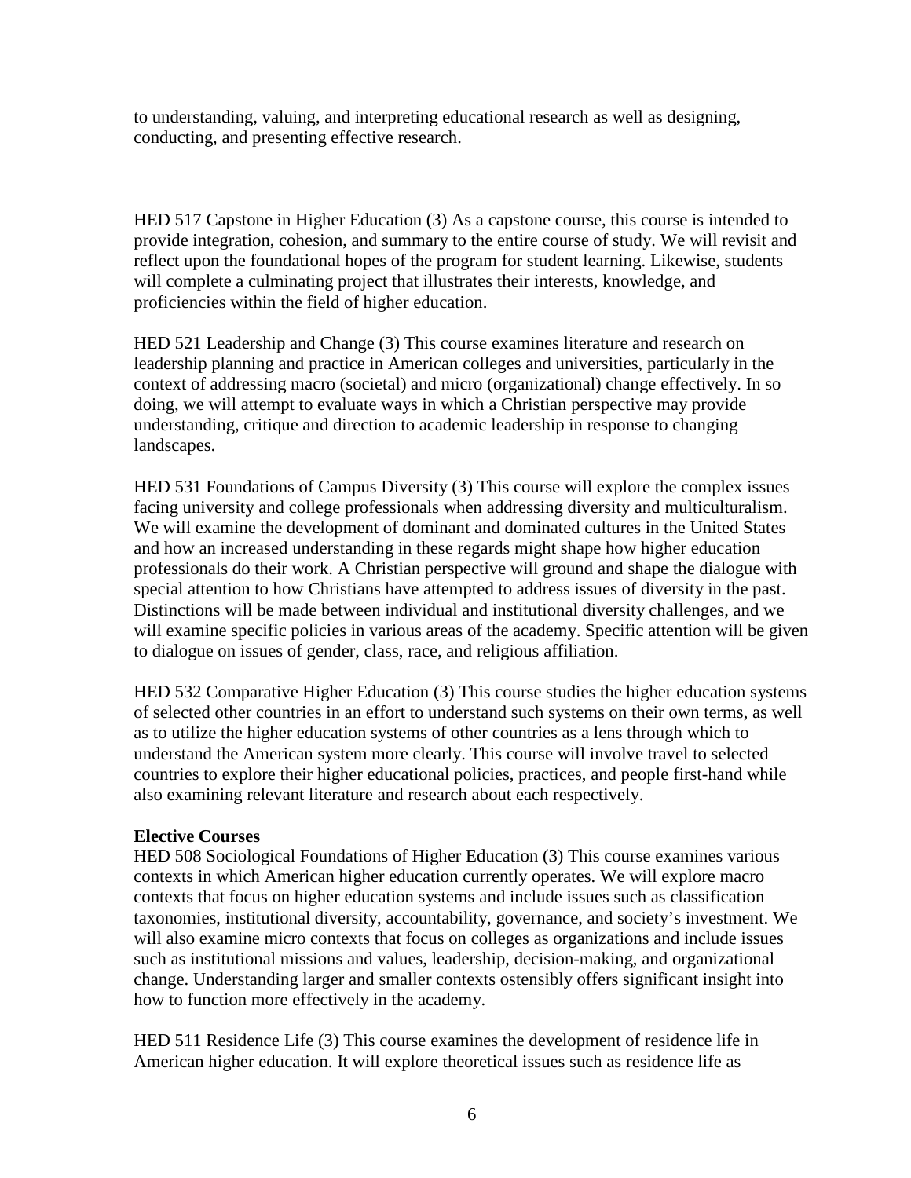to understanding, valuing, and interpreting educational research as well as designing, conducting, and presenting effective research.

HED 517 Capstone in Higher Education (3) As a capstone course, this course is intended to provide integration, cohesion, and summary to the entire course of study. We will revisit and reflect upon the foundational hopes of the program for student learning. Likewise, students will complete a culminating project that illustrates their interests, knowledge, and proficiencies within the field of higher education.

HED 521 Leadership and Change (3) This course examines literature and research on leadership planning and practice in American colleges and universities, particularly in the context of addressing macro (societal) and micro (organizational) change effectively. In so doing, we will attempt to evaluate ways in which a Christian perspective may provide understanding, critique and direction to academic leadership in response to changing landscapes.

HED 531 Foundations of Campus Diversity (3) This course will explore the complex issues facing university and college professionals when addressing diversity and multiculturalism. We will examine the development of dominant and dominated cultures in the United States and how an increased understanding in these regards might shape how higher education professionals do their work. A Christian perspective will ground and shape the dialogue with special attention to how Christians have attempted to address issues of diversity in the past. Distinctions will be made between individual and institutional diversity challenges, and we will examine specific policies in various areas of the academy. Specific attention will be given to dialogue on issues of gender, class, race, and religious affiliation.

HED 532 Comparative Higher Education (3) This course studies the higher education systems of selected other countries in an effort to understand such systems on their own terms, as well as to utilize the higher education systems of other countries as a lens through which to understand the American system more clearly. This course will involve travel to selected countries to explore their higher educational policies, practices, and people first-hand while also examining relevant literature and research about each respectively.

**Elective Courses**

HED 508 Sociological Foundations of Higher Education (3) This course examines various contexts in which American higher education currently operates. We will explore macro contexts that focus on higher education systems and include issues such as classification taxonomies, institutional diversity, accountability, governance, and society's investment. We will also examine micro contexts that focus on colleges as organizations and include issues such as institutional missions and values, leadership, decision-making, and organizational change. Understanding larger and smaller contexts ostensibly offers significant insight into how to function more effectively in the academy.

HED 511 Residence Life (3) This course examines the development of residence life in American higher education. It will explore theoretical issues such as residence life as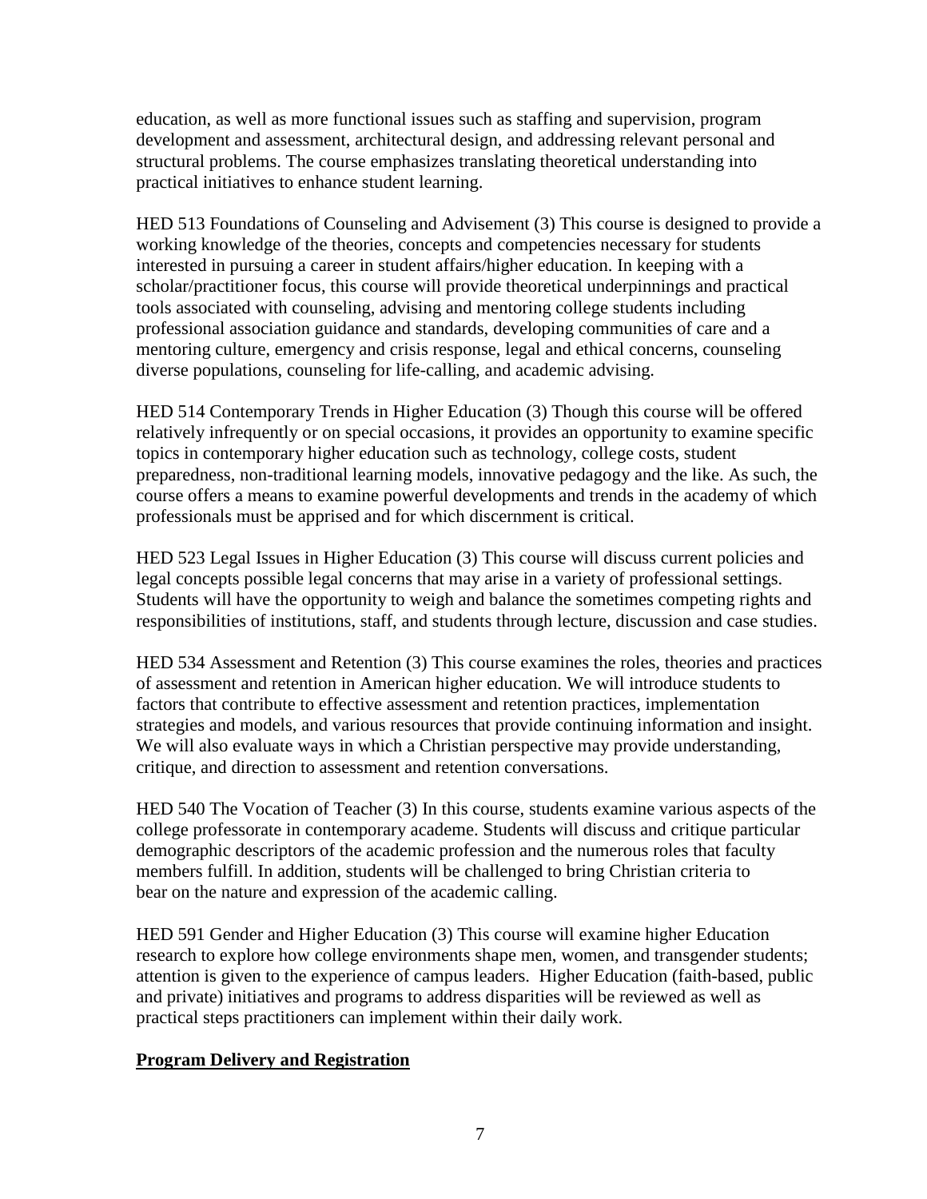education, as well as more functional issues such as staffing and supervision, program development and assessment, architectural design, and addressing relevant personal and structural problems. The course emphasizes translating theoretical understanding into practical initiatives to enhance student learning.

HED 513 Foundations of Counseling and Advisement (3) This course is designed to provide a working knowledge of the theories, concepts and competencies necessary for students interested in pursuing a career in student affairs/higher education. In keeping with a scholar/practitioner focus, this course will provide theoretical underpinnings and practical tools associated with counseling, advising and mentoring college students including professional association guidance and standards, developing communities of care and a mentoring culture, emergency and crisis response, legal and ethical concerns, counseling diverse populations, counseling for life-calling, and academic advising.

HED 514 Contemporary Trends in Higher Education (3) Though this course will be offered relatively infrequently or on special occasions, it provides an opportunity to examine specific topics in contemporary higher education such as technology, college costs, student preparedness, non-traditional learning models, innovative pedagogy and the like. As such, the course offers a means to examine powerful developments and trends in the academy of which professionals must be apprised and for which discernment is critical.

HED 523 Legal Issues in Higher Education (3) This course will discuss current policies and legal concepts possible legal concerns that may arise in a variety of professional settings. Students will have the opportunity to weigh and balance the sometimes competing rights and responsibilities of institutions, staff, and students through lecture, discussion and case studies.

HED 534 Assessment and Retention (3) This course examines the roles, theories and practices of assessment and retention in American higher education. We will introduce students to factors that contribute to effective assessment and retention practices, implementation strategies and models, and various resources that provide continuing information and insight. We will also evaluate ways in which a Christian perspective may provide understanding, critique, and direction to assessment and retention conversations.

HED 540 The Vocation of Teacher (3) In this course, students examine various aspects of the college professorate in contemporary academe. Students will discuss and critique particular demographic descriptors of the academic profession and the numerous roles that faculty members fulfill. In addition, students will be challenged to bring Christian criteria to bear on the nature and expression of the academic calling.

HED 591 Gender and Higher Education (3) This course will examine higher Education research to explore how college environments shape men, women, and transgender students; attention is given to the experience of campus leaders. Higher Education (faith-based, public and private) initiatives and programs to address disparities will be reviewed as well as practical steps practitioners can implement within their daily work.

## Program Delivery and Registration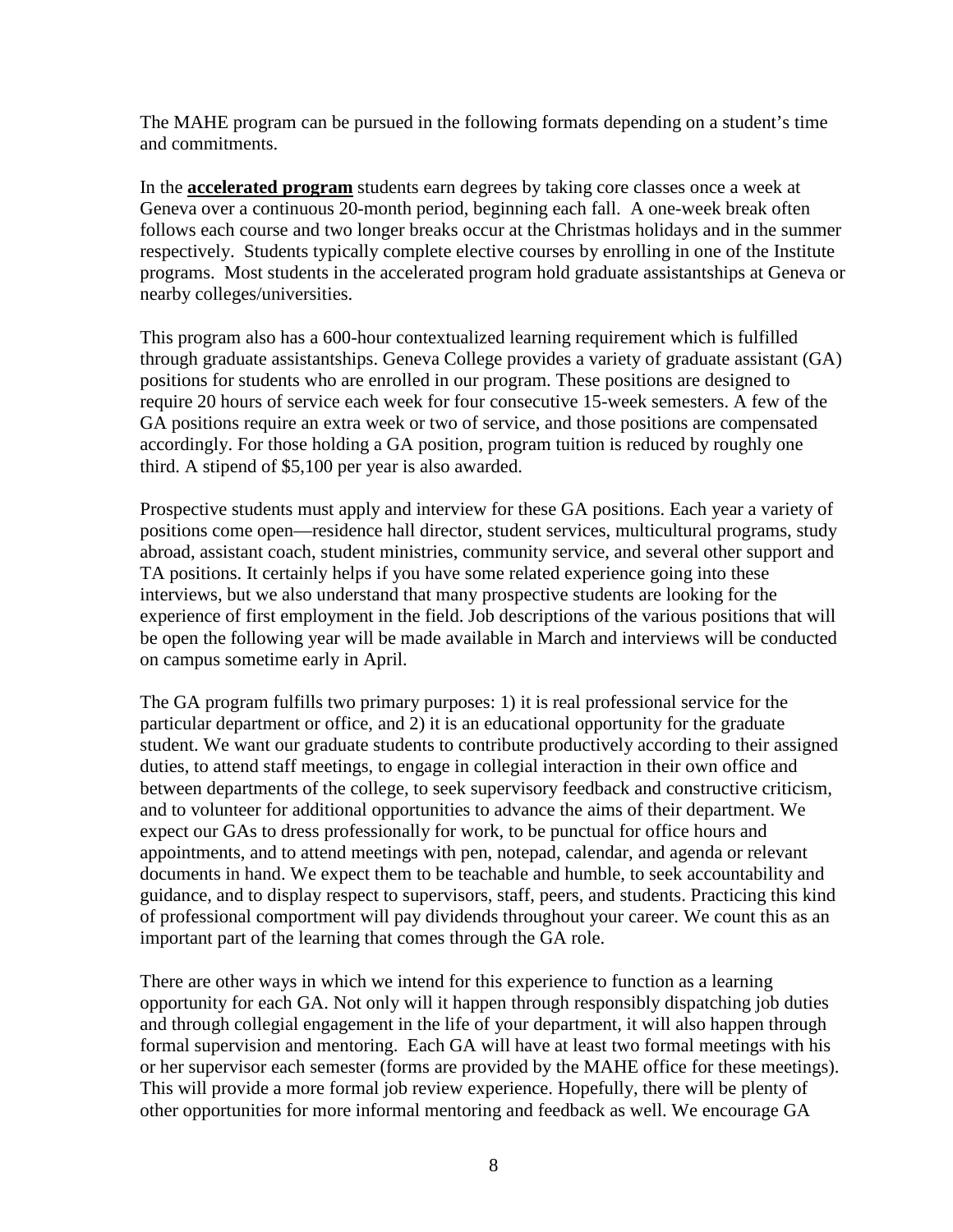The MAHE program can be pursued in the following formats depending on a student's time and commitments.

In the **accelerated program** students earn degrees by taking core classes once a week at Geneva over a continuous 20-month period, beginning each fall. A one-week break often follows each course and two longer breaks occur at the Christmas holidays and in the summer respectively. Students typically complete elective courses by enrolling in one of the Institute programs. Most students in the accelerated program hold graduate assistantships at Geneva or nearby colleges/universities.

This program also has a 600-hour contextualized learning requirement which is fulfilled through graduate assistantships. Geneva College provides a variety of graduate assistant (GA) positions for students who are enrolled in our program. These positions are designed to require 20 hours of service each week for four consecutive 15-week semesters. A few of the GA positions require an extra week or two of service, and those positions are compensated accordingly. For those holding a GA position, program tuition is reduced by roughly one third. A stipend of $5,100 per year is also awarded.

Prospective students must apply and interview for these GA positions. Each year a variety of positions come open—residence hall director, student services, multicultural programs, study abroad, assistant coach, student ministries, community service, and several other support and TA positions. It certainly helps if you have some related experience going into these interviews, but we also understand that many prospective students are looking for the experience of first employment in the field. Job descriptions of the various positions that will be open the following year will be made available in March and interviews will be conducted on campus sometime early in April.

The GA program fulfills two primary purposes: 1) it is real professional service for the particular department or office, and 2) it is an educational opportunity for the graduate student. We want our graduate students to contribute productively according to their assigned duties, to attend staff meetings, to engage in collegial interaction in their own office and between departments of the college, to seek supervisory feedback and constructive criticism, and to volunteer for additional opportunities to advance the aims of their department. We expect our GAs to dress professionally for work, to be punctual for office hours and appointments, and to attend meetings with pen, notepad, calendar, and agenda or relevant documents in hand. We expect them to be teachable and humble, to seek accountability and guidance, and to display respect to supervisors, staff, peers, and students. Practicing this kind of professional comportment will pay dividends throughout your career. We count this as an important part of the learning that comes through the GA role.

There are other ways in which we intend for this experience to function as a learning opportunity for each GA. Not only will it happen through responsibly dispatching job duties and through collegial engagement in the life of your department, it will also happen through formal supervision and mentoring. Each GA will have at least two formal meetings with his or her supervisor each semester (forms are provided by the MAHE office for these meetings). This will provide a more formal job review experience. Hopefully, there will be plenty of other opportunities for more informal mentoring and feedback as well. We encourage GA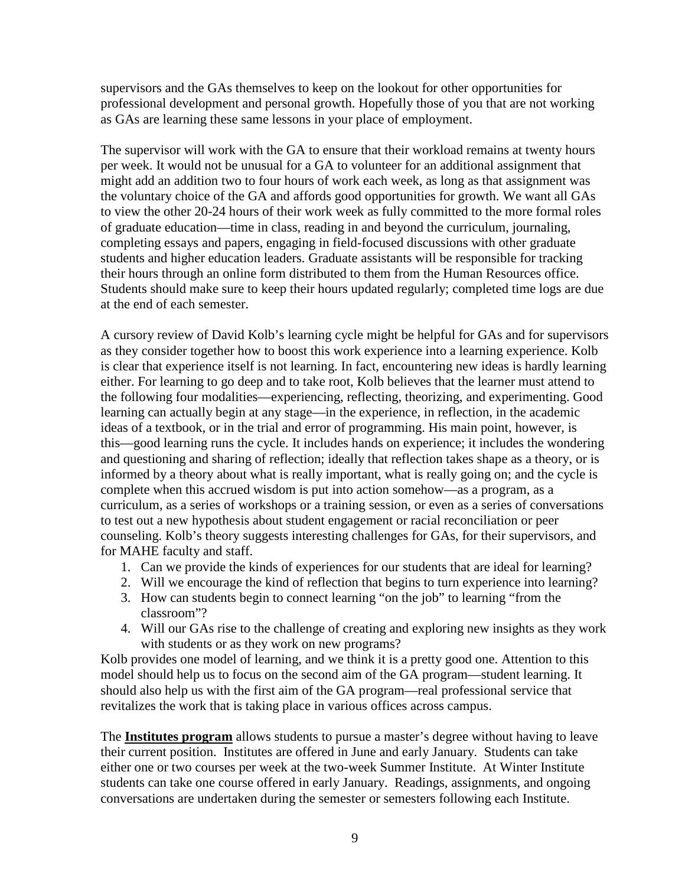supervisors and the GAs themselves to keep on the lookout for other opportunities for professional development and personal growth. Hopefully those of you that are not working as GAs are learning these same lessons in your place of employment.

The supervisor will work with the GA to ensure that their workload remains at twenty hours per week. It would not be unusual for a GA to volunteer for an additional assignment that might add an addition two to four hours of work each week, as long as that assignment was the voluntary choice of the GA and affords good opportunities for growth. We want all GAs to view the other 20-24 hours of their work week as fully committed to the more formal roles of graduate education—time in class, reading in and beyond the curriculum, journaling, completing essays and papers, engaging in field-focused discussions with other graduate students and higher education leaders. Graduate assistants will be responsible for tracking their hours through an online form distributed to them from the Human Resources office. Students should make sure to keep their hours updated regularly; completed time logs are due at the end of each semester.

A cursory review of David Kolb's learning cycle might be helpful for GAs and for supervisors as they consider together how to boost this work experience into a learning experience. Kolb is clear that experience itself is not learning. In fact, encountering new ideas is hardly learning either. For learning to go deep and to take root, Kolb believes that the learner must attend to the following four modalities—experiencing, reflecting, theorizing, and experimenting. Good learning can actually begin at any stage—in the experience, in reflection, in the academic ideas of a textbook, or in the trial and error of programming. His main point, however, is this—good learning runs the cycle. It includes hands on experience; it includes the wondering and questioning and sharing of reflection; ideally that reflection takes shape as a theory, or is informed by a theory about what is really important, what is really going on; and the cycle is complete when this accrued wisdom is put into action somehow—as a program, as a curriculum, as a series of workshops or a training session, or even as a series of conversations to test out a new hypothesis about student engagement or racial reconciliation or peer counseling. Kolb's theory suggests interesting challenges for GAs, for their supervisors, and for MAHE faculty and staff.

1. Can we provide the kinds of experiences for our students that are ideal for learning?
2. Will we encourage the kind of reflection that begins to turn experience into learning?
3. How can students begin to connect learning "on the job" to learning "from the classroom"?
4. Will our GAs rise to the challenge of creating and exploring new insights as they work with students or as they work on new programs?

Kolb provides one model of learning, and we think it is a pretty good one. Attention to this model should help us to focus on the second aim of the GA program—student learning. It should also help us with the first aim of the GA program—real professional service that revitalizes the work that is taking place in various offices across campus.

The **Institutes program** allows students to pursue a master's degree without having to leave their current position. Institutes are offered in June and early January. Students can take either one or two courses per week at the two-week Summer Institute. At Winter Institute students can take one course offered in early January. Readings, assignments, and ongoing conversations are undertaken during the semester or semesters following each Institute.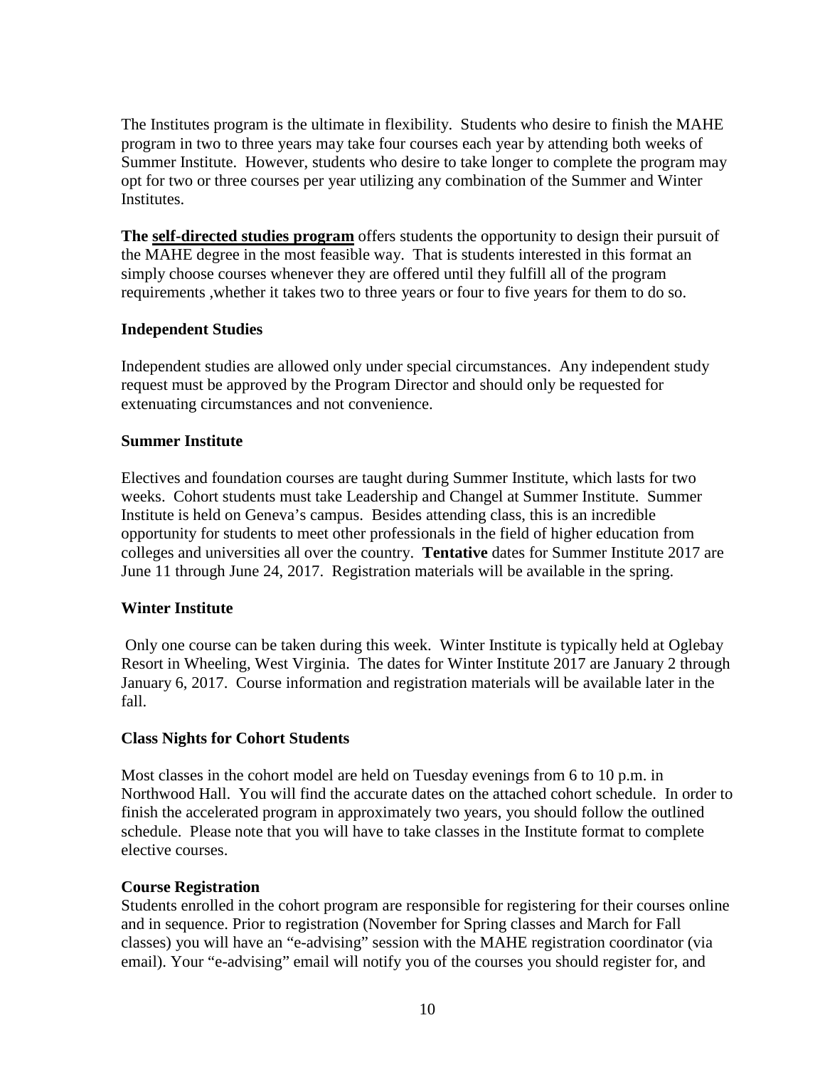The Institutes program is the ultimate in flexibility. Students who desire to finish the MAHE program in two to three years may take four courses each year by attending both weeks of Summer Institute. However, students who desire to take longer to complete the program may opt for two or three courses per year utilizing any combination of the Summer and Winter Institutes.

**The <u>self-directed studies program</u>** offers students the opportunity to design their pursuit of the MAHE degree in the most feasible way. That is students interested in this format an simply choose courses whenever they are offered until they fulfill all of the program requirements ,whether it takes two to three years or four to five years for them to do so.

### Independent Studies

Independent studies are allowed only under special circumstances. Any independent study request must be approved by the Program Director and should only be requested for extenuating circumstances and not convenience.

### Summer Institute

Electives and foundation courses are taught during Summer Institute, which lasts for two weeks. Cohort students must take Leadership and Changel at Summer Institute. Summer Institute is held on Geneva's campus. Besides attending class, this is an incredible opportunity for students to meet other professionals in the field of higher education from colleges and universities all over the country. **Tentative** dates for Summer Institute 2017 are June 11 through June 24, 2017. Registration materials will be available in the spring.

### Winter Institute

Only one course can be taken during this week. Winter Institute is typically held at Oglebay Resort in Wheeling, West Virginia. The dates for Winter Institute 2017 are January 2 through January 6, 2017. Course information and registration materials will be available later in the fall.

### Class Nights for Cohort Students

Most classes in the cohort model are held on Tuesday evenings from 6 to 10 p.m. in Northwood Hall. You will find the accurate dates on the attached cohort schedule. In order to finish the accelerated program in approximately two years, you should follow the outlined schedule. Please note that you will have to take classes in the Institute format to complete elective courses.

### Course Registration

Students enrolled in the cohort program are responsible for registering for their courses online and in sequence. Prior to registration (November for Spring classes and March for Fall classes) you will have an "e-advising" session with the MAHE registration coordinator (via email). Your "e-advising" email will notify you of the courses you should register for, and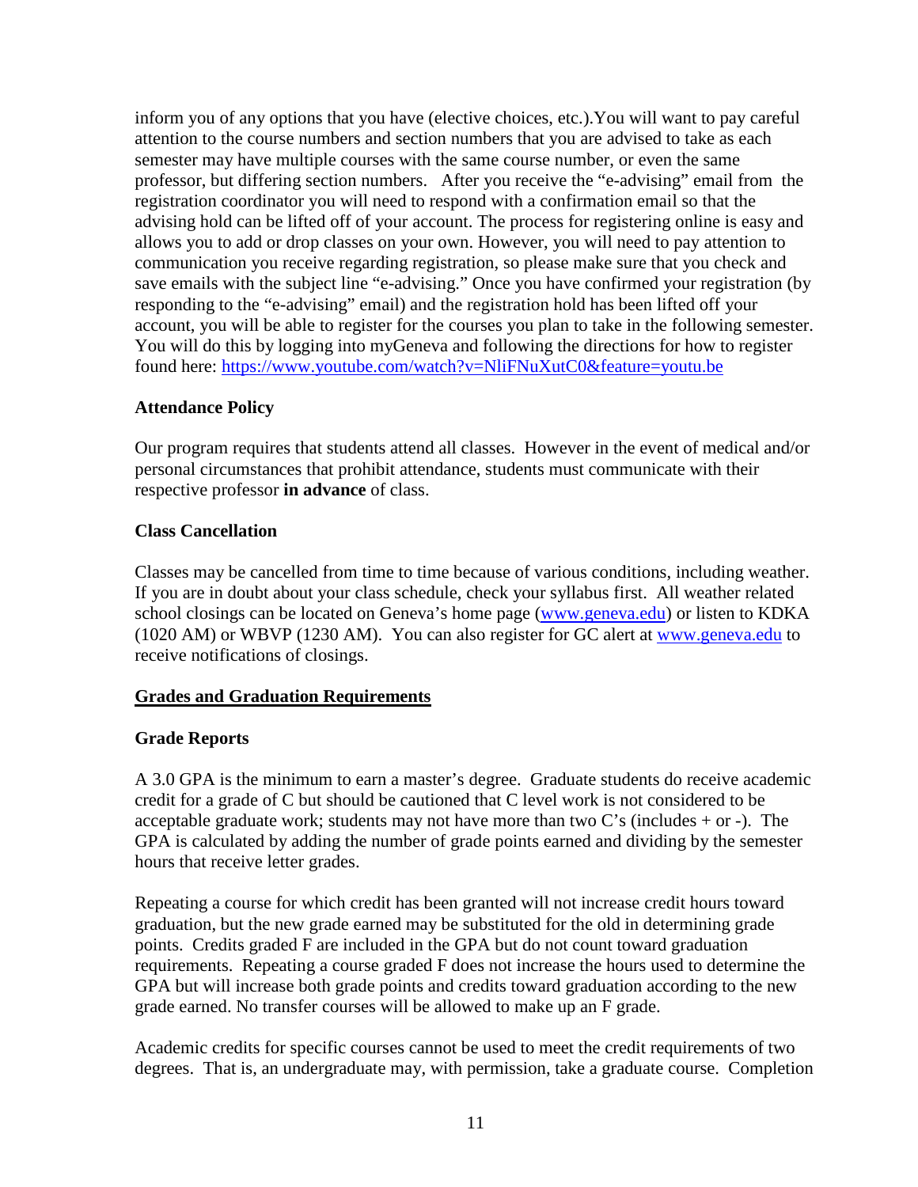inform you of any options that you have (elective choices, etc.).You will want to pay careful attention to the course numbers and section numbers that you are advised to take as each semester may have multiple courses with the same course number, or even the same professor, but differing section numbers. After you receive the "e-advising" email from the registration coordinator you will need to respond with a confirmation email so that the advising hold can be lifted off of your account. The process for registering online is easy and allows you to add or drop classes on your own. However, you will need to pay attention to communication you receive regarding registration, so please make sure that you check and save emails with the subject line "e-advising." Once you have confirmed your registration (by responding to the "e-advising" email) and the registration hold has been lifted off your account, you will be able to register for the courses you plan to take in the following semester. You will do this by logging into myGeneva and following the directions for how to register found here: https://www.youtube.com/watch?v=NliFNuXutC0&feature=youtu.be

### Attendance Policy

Our program requires that students attend all classes. However in the event of medical and/or personal circumstances that prohibit attendance, students must communicate with their respective professor **in advance** of class.

### Class Cancellation

Classes may be cancelled from time to time because of various conditions, including weather. If you are in doubt about your class schedule, check your syllabus first. All weather related school closings can be located on Geneva's home page (www.geneva.edu) or listen to KDKA (1020 AM) or WBVP (1230 AM). You can also register for GC alert at www.geneva.edu to receive notifications of closings.

## Grades and Graduation Requirements

### Grade Reports

A 3.0 GPA is the minimum to earn a master's degree. Graduate students do receive academic credit for a grade of C but should be cautioned that C level work is not considered to be acceptable graduate work; students may not have more than two C's (includes + or -). The GPA is calculated by adding the number of grade points earned and dividing by the semester hours that receive letter grades.

Repeating a course for which credit has been granted will not increase credit hours toward graduation, but the new grade earned may be substituted for the old in determining grade points. Credits graded F are included in the GPA but do not count toward graduation requirements. Repeating a course graded F does not increase the hours used to determine the GPA but will increase both grade points and credits toward graduation according to the new grade earned. No transfer courses will be allowed to make up an F grade.

Academic credits for specific courses cannot be used to meet the credit requirements of two degrees. That is, an undergraduate may, with permission, take a graduate course. Completion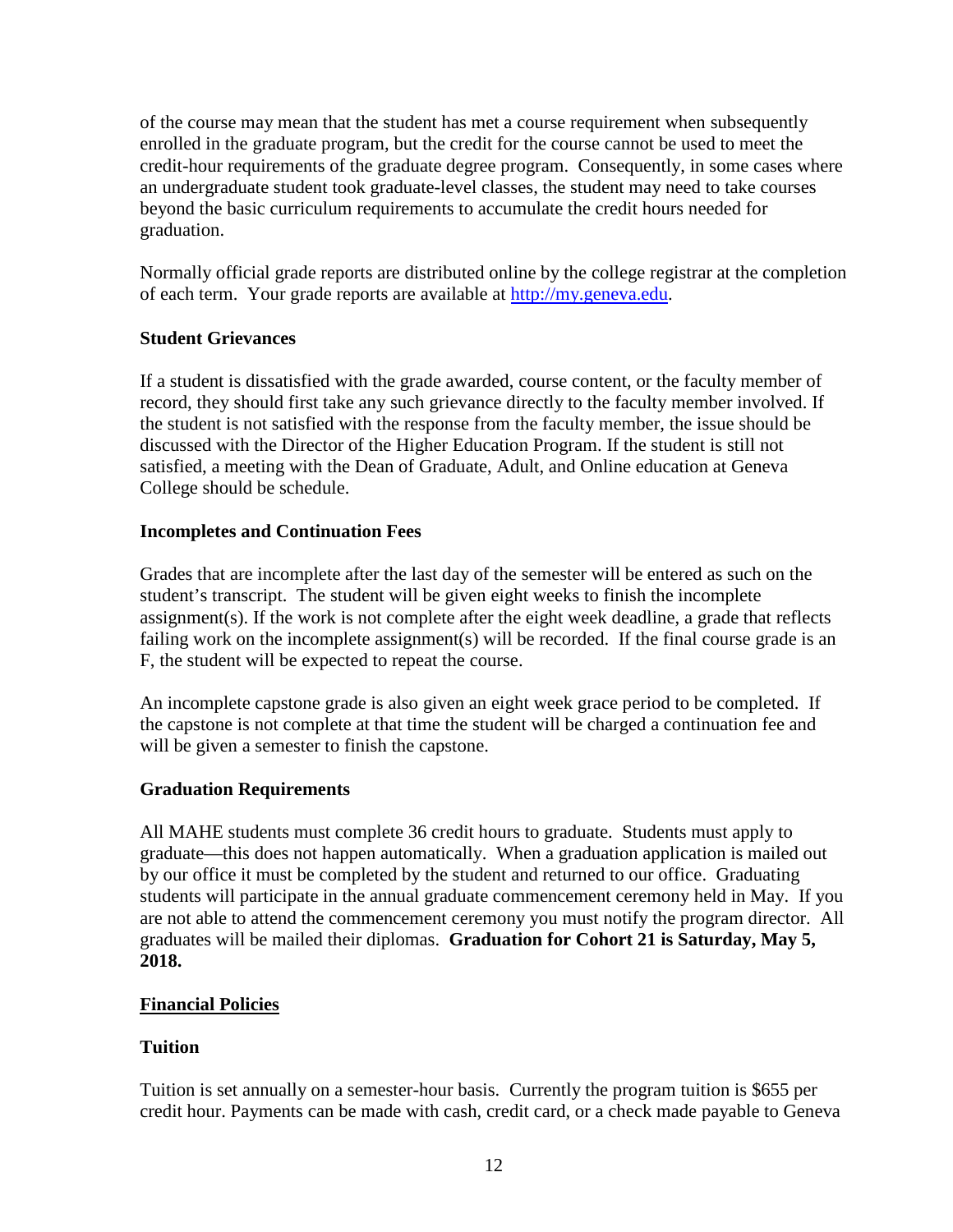of the course may mean that the student has met a course requirement when subsequently enrolled in the graduate program, but the credit for the course cannot be used to meet the credit-hour requirements of the graduate degree program. Consequently, in some cases where an undergraduate student took graduate-level classes, the student may need to take courses beyond the basic curriculum requirements to accumulate the credit hours needed for graduation.

Normally official grade reports are distributed online by the college registrar at the completion of each term. Your grade reports are available at [http://my.geneva.edu](http://my.geneva.edu).

**Student Grievances**

If a student is dissatisfied with the grade awarded, course content, or the faculty member of record, they should first take any such grievance directly to the faculty member involved. If the student is not satisfied with the response from the faculty member, the issue should be discussed with the Director of the Higher Education Program. If the student is still not satisfied, a meeting with the Dean of Graduate, Adult, and Online education at Geneva College should be schedule.

**Incompletes and Continuation Fees**

Grades that are incomplete after the last day of the semester will be entered as such on the student's transcript. The student will be given eight weeks to finish the incomplete assignment(s). If the work is not complete after the eight week deadline, a grade that reflects failing work on the incomplete assignment(s) will be recorded. If the final course grade is an F, the student will be expected to repeat the course.

An incomplete capstone grade is also given an eight week grace period to be completed. If the capstone is not complete at that time the student will be charged a continuation fee and will be given a semester to finish the capstone.

**Graduation Requirements**

All MAHE students must complete 36 credit hours to graduate. Students must apply to graduate—this does not happen automatically. When a graduation application is mailed out by our office it must be completed by the student and returned to our office. Graduating students will participate in the annual graduate commencement ceremony held in May. If you are not able to attend the commencement ceremony you must notify the program director. All graduates will be mailed their diplomas. **Graduation for Cohort 21 is Saturday, May 5, 2018.**

**<u>Financial Policies</u>**

**Tuition**

Tuition is set annually on a semester-hour basis. Currently the program tuition is $655 per credit hour. Payments can be made with cash, credit card, or a check made payable to Geneva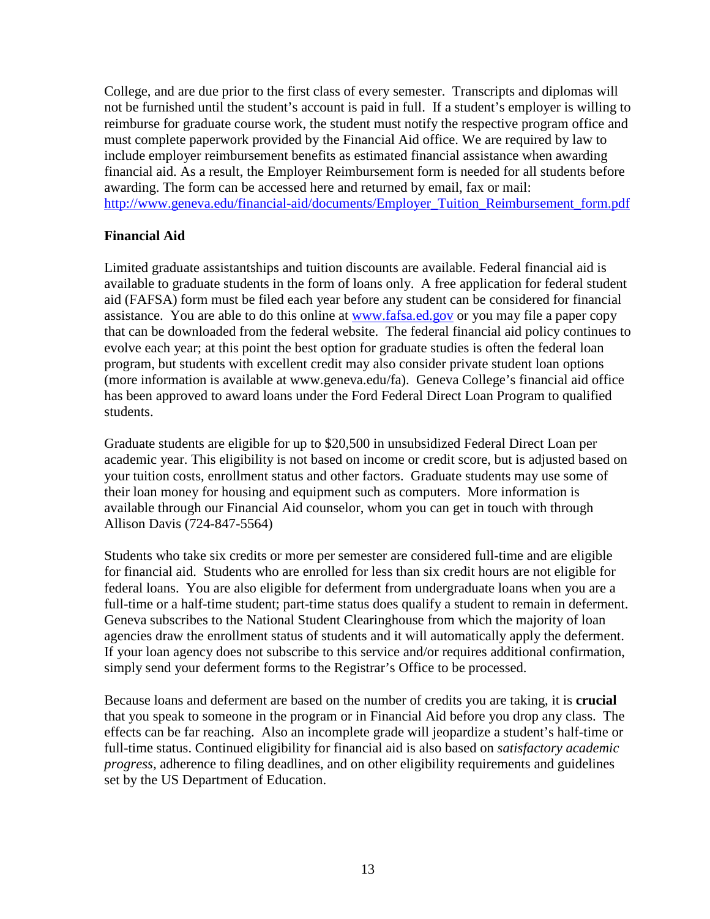College, and are due prior to the first class of every semester. Transcripts and diplomas will not be furnished until the student's account is paid in full. If a student's employer is willing to reimburse for graduate course work, the student must notify the respective program office and must complete paperwork provided by the Financial Aid office. We are required by law to include employer reimbursement benefits as estimated financial assistance when awarding financial aid. As a result, the Employer Reimbursement form is needed for all students before awarding. The form can be accessed here and returned by email, fax or mail: [http://www.geneva.edu/financial-aid/documents/Employer_Tuition_Reimbursement_form.pdf](http://www.geneva.edu/financial-aid/documents/Employer_Tuition_Reimbursement_form.pdf)

**Financial Aid**

Limited graduate assistantships and tuition discounts are available. Federal financial aid is available to graduate students in the form of loans only. A free application for federal student aid (FAFSA) form must be filed each year before any student can be considered for financial assistance. You are able to do this online at [www.fafsa.ed.gov](http://www.fafsa.ed.gov) or you may file a paper copy that can be downloaded from the federal website. The federal financial aid policy continues to evolve each year; at this point the best option for graduate studies is often the federal loan program, but students with excellent credit may also consider private student loan options (more information is available at www.geneva.edu/fa). Geneva College's financial aid office has been approved to award loans under the Ford Federal Direct Loan Program to qualified students.

Graduate students are eligible for up to $20,500 in unsubsidized Federal Direct Loan per academic year. This eligibility is not based on income or credit score, but is adjusted based on your tuition costs, enrollment status and other factors. Graduate students may use some of their loan money for housing and equipment such as computers. More information is available through our Financial Aid counselor, whom you can get in touch with through Allison Davis (724-847-5564)

Students who take six credits or more per semester are considered full-time and are eligible for financial aid. Students who are enrolled for less than six credit hours are not eligible for federal loans. You are also eligible for deferment from undergraduate loans when you are a full-time or a half-time student; part-time status does qualify a student to remain in deferment. Geneva subscribes to the National Student Clearinghouse from which the majority of loan agencies draw the enrollment status of students and it will automatically apply the deferment. If your loan agency does not subscribe to this service and/or requires additional confirmation, simply send your deferment forms to the Registrar's Office to be processed.

Because loans and deferment are based on the number of credits you are taking, it is **crucial** that you speak to someone in the program or in Financial Aid before you drop any class. The effects can be far reaching. Also an incomplete grade will jeopardize a student's half-time or full-time status. Continued eligibility for financial aid is also based on *satisfactory academic progress*, adherence to filing deadlines, and on other eligibility requirements and guidelines set by the US Department of Education.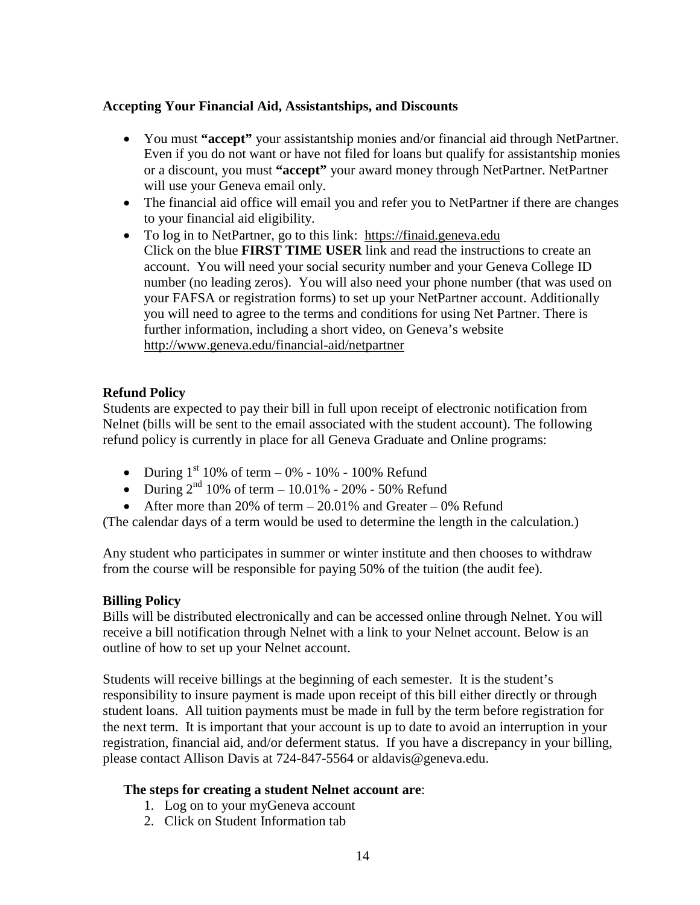### Accepting Your Financial Aid, Assistantships, and Discounts

- You must **"accept"** your assistantship monies and/or financial aid through NetPartner. Even if you do not want or have not filed for loans but qualify for assistantship monies or a discount, you must **"accept"** your award money through NetPartner. NetPartner will use your Geneva email only.
- The financial aid office will email you and refer you to NetPartner if there are changes to your financial aid eligibility.
- To log in to NetPartner, go to this link: https://finaid.geneva.edu
  Click on the blue **FIRST TIME USER** link and read the instructions to create an account. You will need your social security number and your Geneva College ID number (no leading zeros). You will also need your phone number (that was used on your FAFSA or registration forms) to set up your NetPartner account. Additionally you will need to agree to the terms and conditions for using Net Partner. There is further information, including a short video, on Geneva's website http://www.geneva.edu/financial-aid/netpartner

### Refund Policy

Students are expected to pay their bill in full upon receipt of electronic notification from Nelnet (bills will be sent to the email associated with the student account). The following refund policy is currently in place for all Geneva Graduate and Online programs:

- During 1st 10% of term – 0% - 10% - 100% Refund
- During 2nd 10% of term – 10.01% - 20% - 50% Refund
- After more than 20% of term – 20.01% and Greater – 0% Refund

(The calendar days of a term would be used to determine the length in the calculation.)

Any student who participates in summer or winter institute and then chooses to withdraw from the course will be responsible for paying 50% of the tuition (the audit fee).

### Billing Policy

Bills will be distributed electronically and can be accessed online through Nelnet. You will receive a bill notification through Nelnet with a link to your Nelnet account. Below is an outline of how to set up your Nelnet account.

Students will receive billings at the beginning of each semester. It is the student's responsibility to insure payment is made upon receipt of this bill either directly or through student loans. All tuition payments must be made in full by the term before registration for the next term. It is important that your account is up to date to avoid an interruption in your registration, financial aid, and/or deferment status. If you have a discrepancy in your billing, please contact Allison Davis at 724-847-5564 or aldavis@geneva.edu.

**The steps for creating a student Nelnet account are**:

1. Log on to your myGeneva account
2. Click on Student Information tab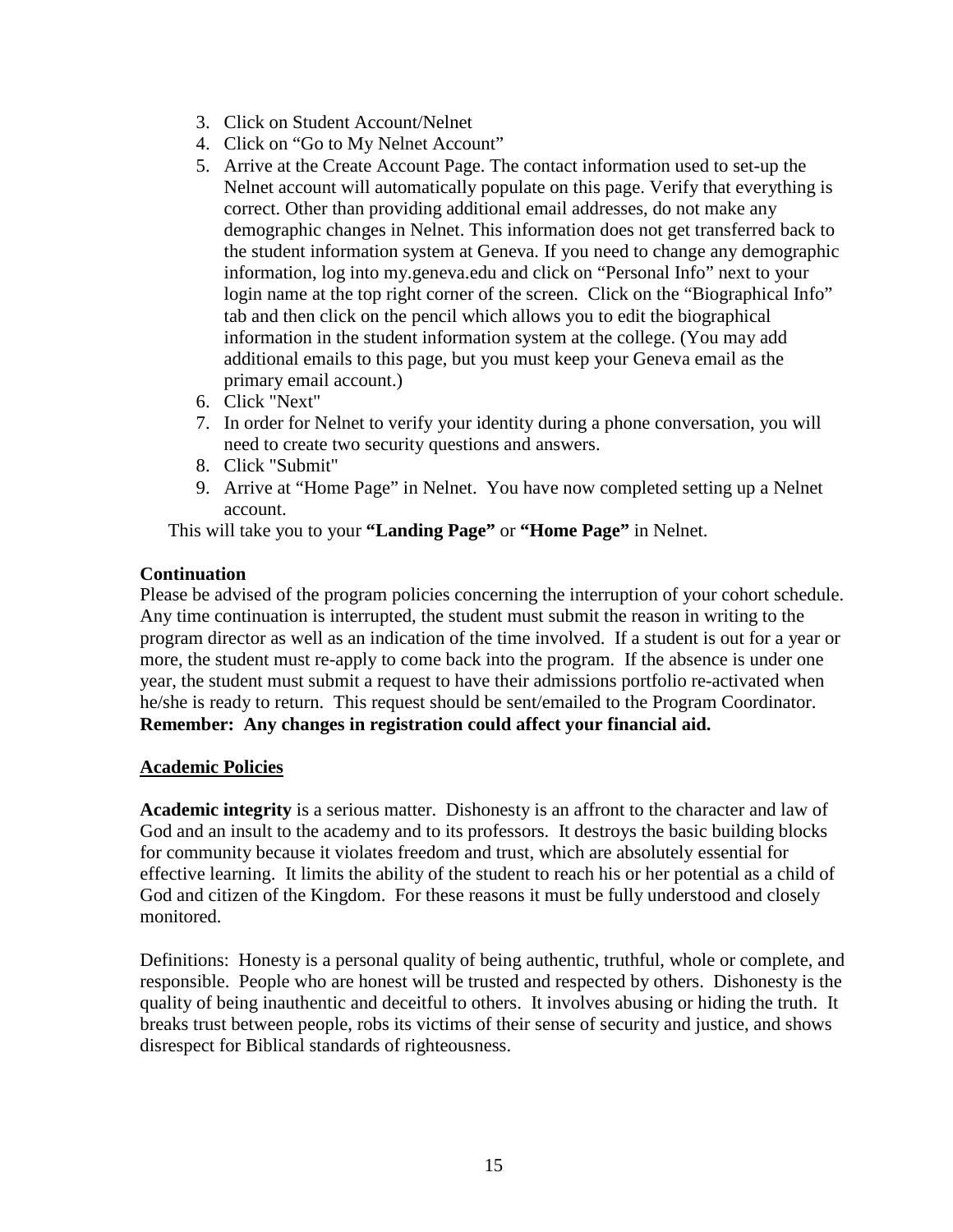3. Click on Student Account/Nelnet
4. Click on "Go to My Nelnet Account"
5. Arrive at the Create Account Page. The contact information used to set-up the Nelnet account will automatically populate on this page. Verify that everything is correct. Other than providing additional email addresses, do not make any demographic changes in Nelnet. This information does not get transferred back to the student information system at Geneva. If you need to change any demographic information, log into my.geneva.edu and click on "Personal Info" next to your login name at the top right corner of the screen. Click on the "Biographical Info" tab and then click on the pencil which allows you to edit the biographical information in the student information system at the college. (You may add additional emails to this page, but you must keep your Geneva email as the primary email account.)
6. Click "Next"
7. In order for Nelnet to verify your identity during a phone conversation, you will need to create two security questions and answers.
8. Click "Submit"
9. Arrive at "Home Page" in Nelnet. You have now completed setting up a Nelnet account.

This will take you to your **"Landing Page"** or **"Home Page"** in Nelnet.

**Continuation**

Please be advised of the program policies concerning the interruption of your cohort schedule. Any time continuation is interrupted, the student must submit the reason in writing to the program director as well as an indication of the time involved. If a student is out for a year or more, the student must re-apply to come back into the program. If the absence is under one year, the student must submit a request to have their admissions portfolio re-activated when he/she is ready to return. This request should be sent/emailed to the Program Coordinator. **Remember: Any changes in registration could affect your financial aid.**

## Academic Policies

**Academic integrity** is a serious matter. Dishonesty is an affront to the character and law of God and an insult to the academy and to its professors. It destroys the basic building blocks for community because it violates freedom and trust, which are absolutely essential for effective learning. It limits the ability of the student to reach his or her potential as a child of God and citizen of the Kingdom. For these reasons it must be fully understood and closely monitored.

Definitions: Honesty is a personal quality of being authentic, truthful, whole or complete, and responsible. People who are honest will be trusted and respected by others. Dishonesty is the quality of being inauthentic and deceitful to others. It involves abusing or hiding the truth. It breaks trust between people, robs its victims of their sense of security and justice, and shows disrespect for Biblical standards of righteousness.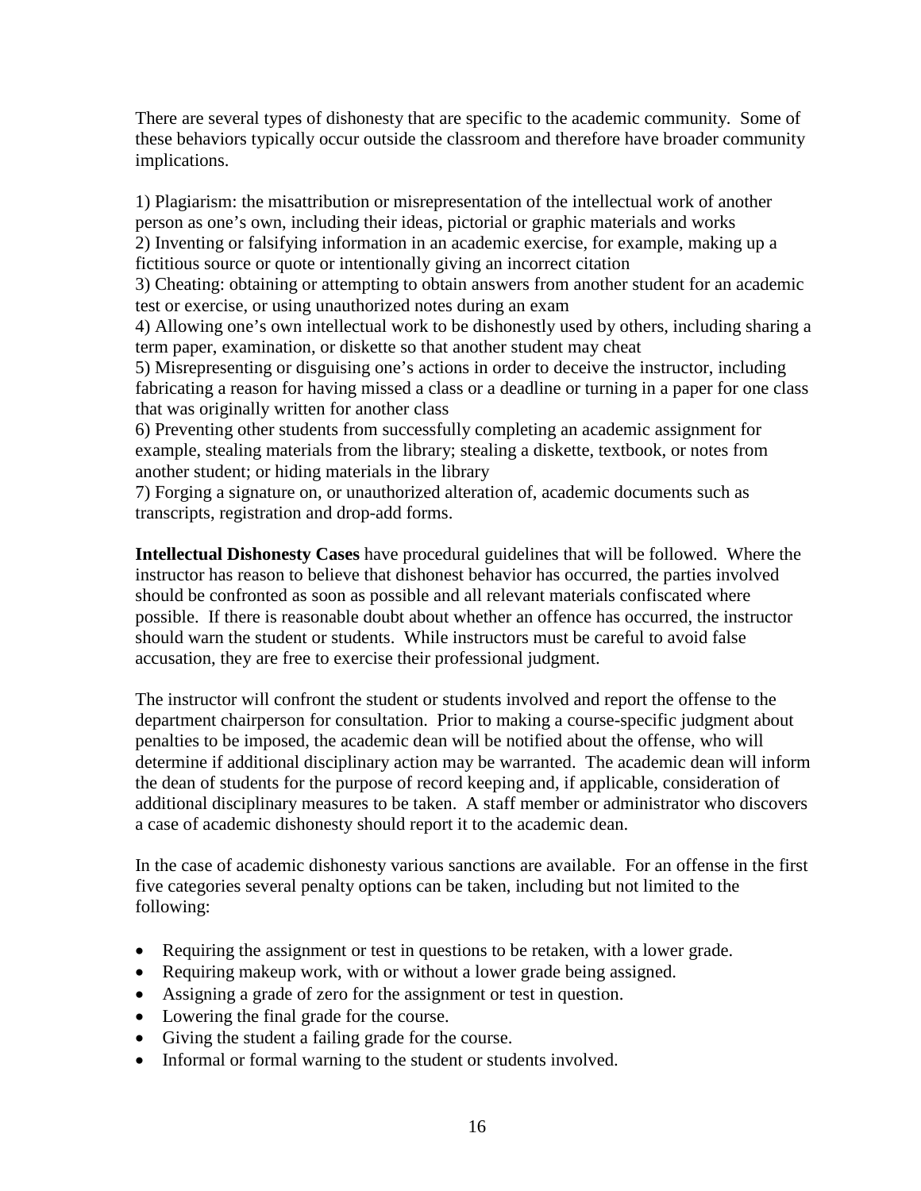There are several types of dishonesty that are specific to the academic community. Some of these behaviors typically occur outside the classroom and therefore have broader community implications.

1) Plagiarism: the misattribution or misrepresentation of the intellectual work of another person as one's own, including their ideas, pictorial or graphic materials and works
2) Inventing or falsifying information in an academic exercise, for example, making up a fictitious source or quote or intentionally giving an incorrect citation
3) Cheating: obtaining or attempting to obtain answers from another student for an academic test or exercise, or using unauthorized notes during an exam
4) Allowing one's own intellectual work to be dishonestly used by others, including sharing a term paper, examination, or diskette so that another student may cheat
5) Misrepresenting or disguising one's actions in order to deceive the instructor, including fabricating a reason for having missed a class or a deadline or turning in a paper for one class that was originally written for another class
6) Preventing other students from successfully completing an academic assignment for example, stealing materials from the library; stealing a diskette, textbook, or notes from another student; or hiding materials in the library
7) Forging a signature on, or unauthorized alteration of, academic documents such as transcripts, registration and drop-add forms.

**Intellectual Dishonesty Cases** have procedural guidelines that will be followed. Where the instructor has reason to believe that dishonest behavior has occurred, the parties involved should be confronted as soon as possible and all relevant materials confiscated where possible. If there is reasonable doubt about whether an offence has occurred, the instructor should warn the student or students. While instructors must be careful to avoid false accusation, they are free to exercise their professional judgment.

The instructor will confront the student or students involved and report the offense to the department chairperson for consultation. Prior to making a course-specific judgment about penalties to be imposed, the academic dean will be notified about the offense, who will determine if additional disciplinary action may be warranted. The academic dean will inform the dean of students for the purpose of record keeping and, if applicable, consideration of additional disciplinary measures to be taken. A staff member or administrator who discovers a case of academic dishonesty should report it to the academic dean.

In the case of academic dishonesty various sanctions are available. For an offense in the first five categories several penalty options can be taken, including but not limited to the following:

- Requiring the assignment or test in questions to be retaken, with a lower grade.
- Requiring makeup work, with or without a lower grade being assigned.
- Assigning a grade of zero for the assignment or test in question.
- Lowering the final grade for the course.
- Giving the student a failing grade for the course.
- Informal or formal warning to the student or students involved.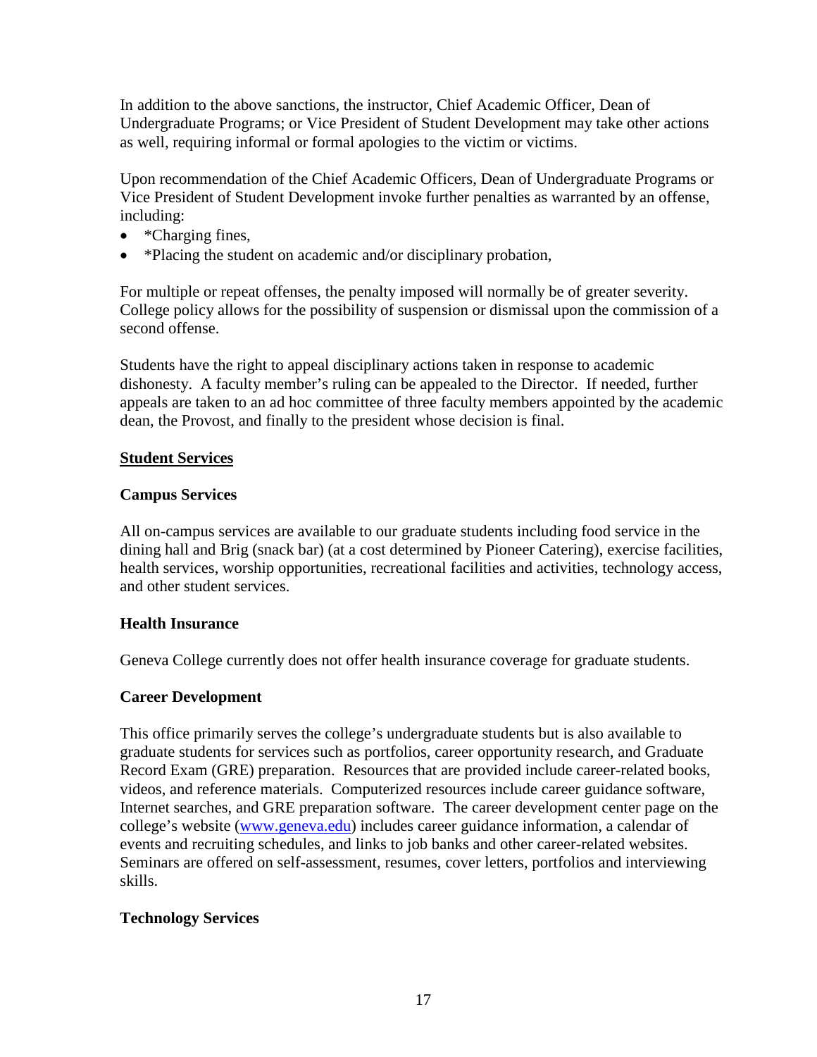In addition to the above sanctions, the instructor, Chief Academic Officer, Dean of Undergraduate Programs; or Vice President of Student Development may take other actions as well, requiring informal or formal apologies to the victim or victims.

Upon recommendation of the Chief Academic Officers, Dean of Undergraduate Programs or Vice President of Student Development invoke further penalties as warranted by an offense, including:

- *Charging fines,
- *Placing the student on academic and/or disciplinary probation,

For multiple or repeat offenses, the penalty imposed will normally be of greater severity. College policy allows for the possibility of suspension or dismissal upon the commission of a second offense.

Students have the right to appeal disciplinary actions taken in response to academic dishonesty. A faculty member's ruling can be appealed to the Director. If needed, further appeals are taken to an ad hoc committee of three faculty members appointed by the academic dean, the Provost, and finally to the president whose decision is final.

## Student Services

### Campus Services

All on-campus services are available to our graduate students including food service in the dining hall and Brig (snack bar) (at a cost determined by Pioneer Catering), exercise facilities, health services, worship opportunities, recreational facilities and activities, technology access, and other student services.

### Health Insurance

Geneva College currently does not offer health insurance coverage for graduate students.

### Career Development

This office primarily serves the college's undergraduate students but is also available to graduate students for services such as portfolios, career opportunity research, and Graduate Record Exam (GRE) preparation. Resources that are provided include career-related books, videos, and reference materials. Computerized resources include career guidance software, Internet searches, and GRE preparation software. The career development center page on the college's website ([www.geneva.edu](http://www.geneva.edu)) includes career guidance information, a calendar of events and recruiting schedules, and links to job banks and other career-related websites. Seminars are offered on self-assessment, resumes, cover letters, portfolios and interviewing skills.

### Technology Services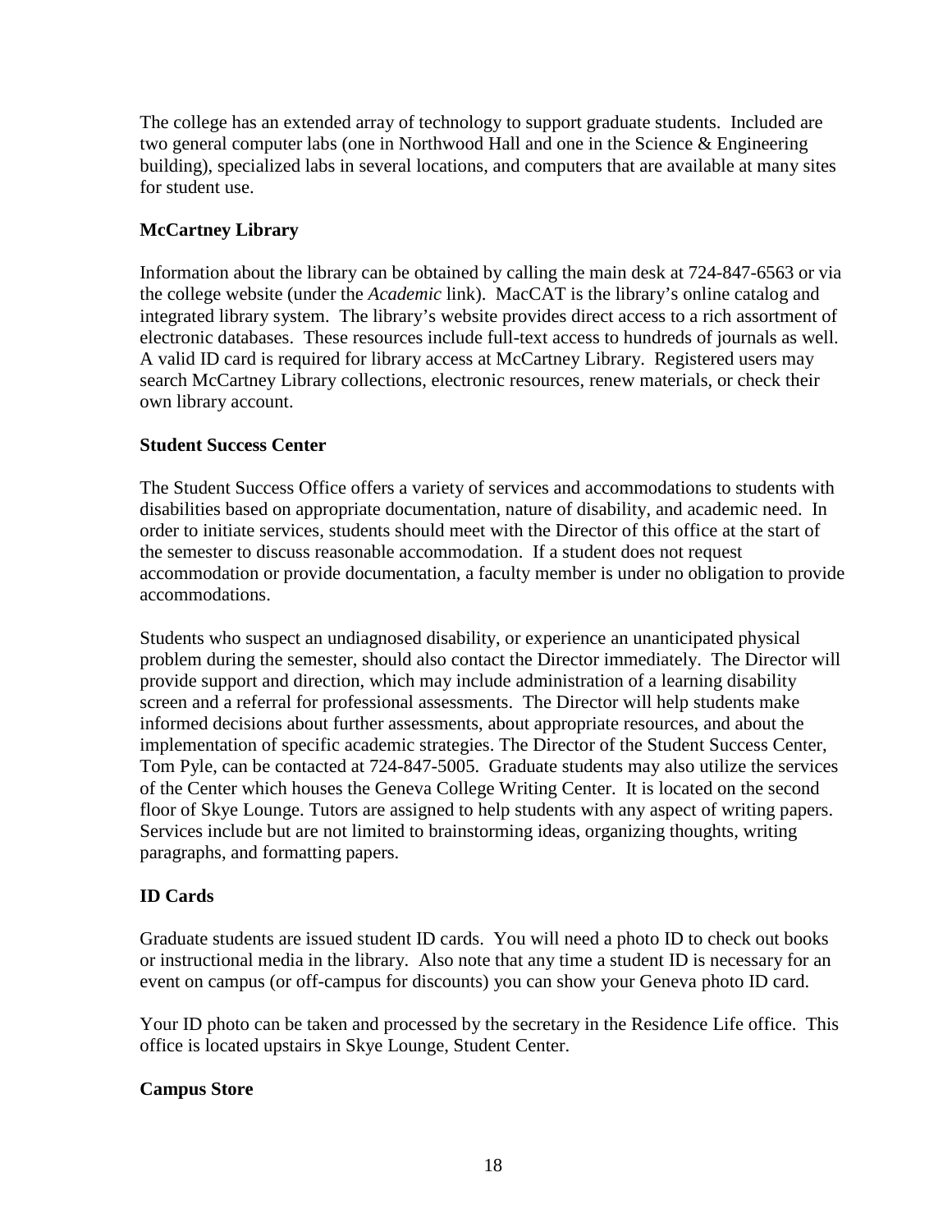The college has an extended array of technology to support graduate students. Included are two general computer labs (one in Northwood Hall and one in the Science & Engineering building), specialized labs in several locations, and computers that are available at many sites for student use.

### McCartney Library

Information about the library can be obtained by calling the main desk at 724-847-6563 or via the college website (under the *Academic* link). MacCAT is the library's online catalog and integrated library system. The library's website provides direct access to a rich assortment of electronic databases. These resources include full-text access to hundreds of journals as well. A valid ID card is required for library access at McCartney Library. Registered users may search McCartney Library collections, electronic resources, renew materials, or check their own library account.

### Student Success Center

The Student Success Office offers a variety of services and accommodations to students with disabilities based on appropriate documentation, nature of disability, and academic need. In order to initiate services, students should meet with the Director of this office at the start of the semester to discuss reasonable accommodation. If a student does not request accommodation or provide documentation, a faculty member is under no obligation to provide accommodations.

Students who suspect an undiagnosed disability, or experience an unanticipated physical problem during the semester, should also contact the Director immediately. The Director will provide support and direction, which may include administration of a learning disability screen and a referral for professional assessments. The Director will help students make informed decisions about further assessments, about appropriate resources, and about the implementation of specific academic strategies. The Director of the Student Success Center, Tom Pyle, can be contacted at 724-847-5005. Graduate students may also utilize the services of the Center which houses the Geneva College Writing Center. It is located on the second floor of Skye Lounge. Tutors are assigned to help students with any aspect of writing papers. Services include but are not limited to brainstorming ideas, organizing thoughts, writing paragraphs, and formatting papers.

### ID Cards

Graduate students are issued student ID cards. You will need a photo ID to check out books or instructional media in the library. Also note that any time a student ID is necessary for an event on campus (or off-campus for discounts) you can show your Geneva photo ID card.

Your ID photo can be taken and processed by the secretary in the Residence Life office. This office is located upstairs in Skye Lounge, Student Center.

### Campus Store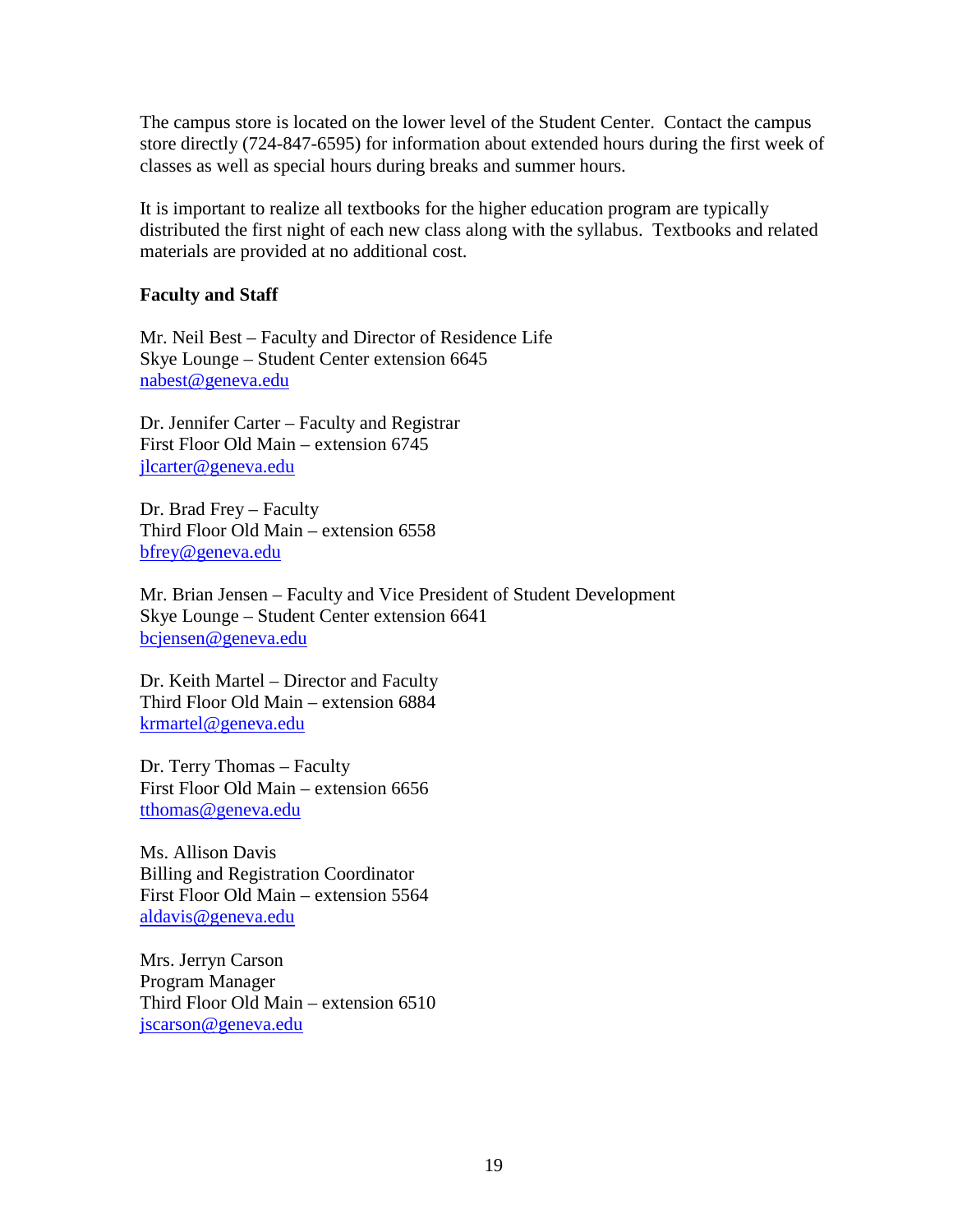The campus store is located on the lower level of the Student Center. Contact the campus store directly (724-847-6595) for information about extended hours during the first week of classes as well as special hours during breaks and summer hours.

It is important to realize all textbooks for the higher education program are typically distributed the first night of each new class along with the syllabus. Textbooks and related materials are provided at no additional cost.

**Faculty and Staff**

Mr. Neil Best – Faculty and Director of Residence Life
Skye Lounge – Student Center extension 6645
nabest@geneva.edu

Dr. Jennifer Carter – Faculty and Registrar
First Floor Old Main – extension 6745
jlcarter@geneva.edu

Dr. Brad Frey – Faculty
Third Floor Old Main – extension 6558
bfrey@geneva.edu

Mr. Brian Jensen – Faculty and Vice President of Student Development
Skye Lounge – Student Center extension 6641
bcjensen@geneva.edu

Dr. Keith Martel – Director and Faculty
Third Floor Old Main – extension 6884
krmartel@geneva.edu

Dr. Terry Thomas – Faculty
First Floor Old Main – extension 6656
tthomas@geneva.edu

Ms. Allison Davis
Billing and Registration Coordinator
First Floor Old Main – extension 5564
aldavis@geneva.edu

Mrs. Jerryn Carson
Program Manager
Third Floor Old Main – extension 6510
jscarson@geneva.edu